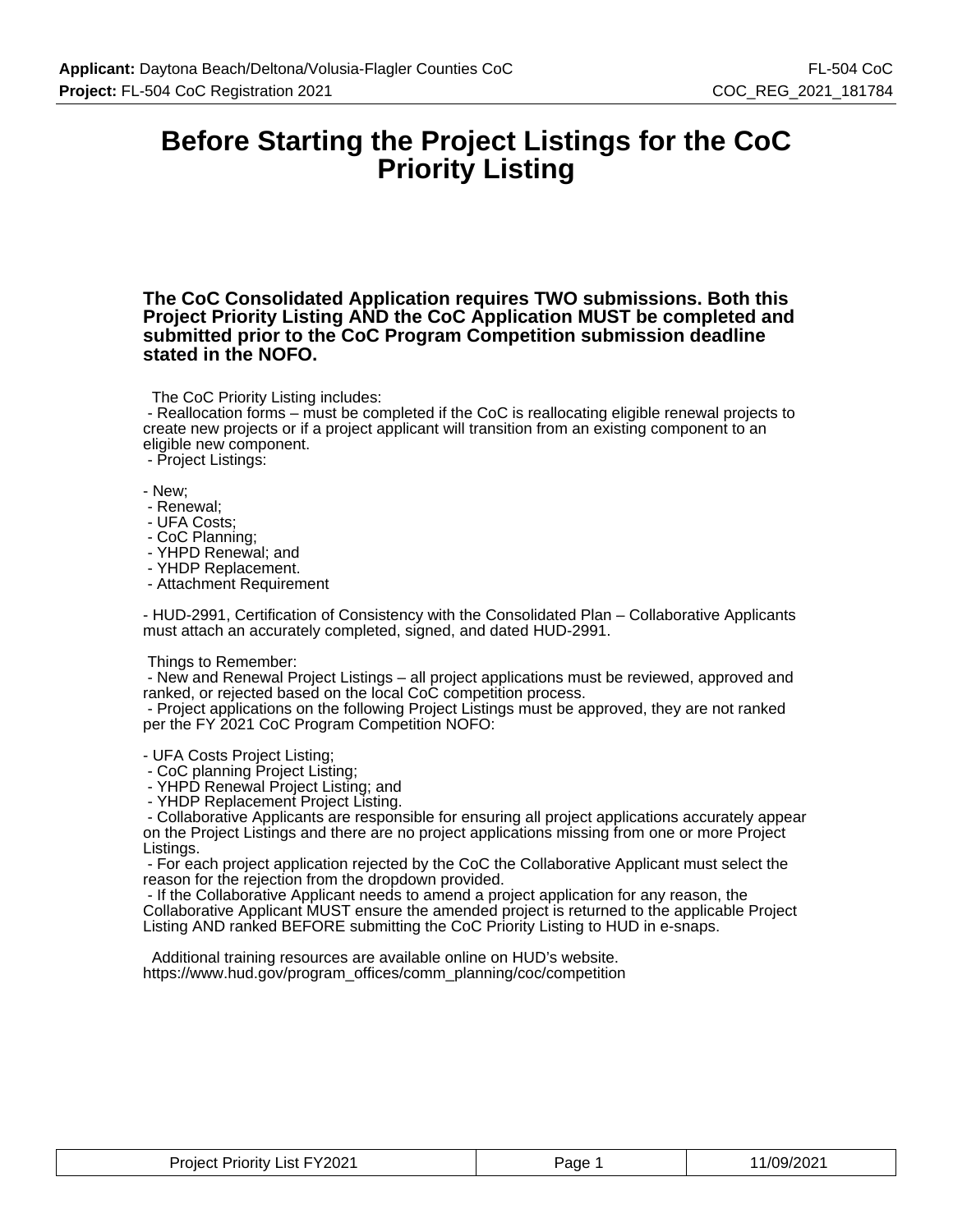# Before Starting the Project Listings for the CoC Priority Listing

**The CoC Consolidated Application requires TWO submissions. Both this Project Priority Listing AND the CoC Application MUST be completed and submitted prior to the CoC Program Competition submission deadline stated in the NOFO.**

The CoC Priority Listing includes:
- Reallocation forms – must be completed if the CoC is reallocating eligible renewal projects to create new projects or if a project applicant will transition from an existing component to an eligible new component.
- Project Listings:

- New;
- Renewal;
- UFA Costs;
- CoC Planning;
- YHPD Renewal; and
- YHDP Replacement.
- Attachment Requirement

- HUD-2991, Certification of Consistency with the Consolidated Plan – Collaborative Applicants must attach an accurately completed, signed, and dated HUD-2991.

Things to Remember:
- New and Renewal Project Listings – all project applications must be reviewed, approved and ranked, or rejected based on the local CoC competition process.
- Project applications on the following Project Listings must be approved, they are not ranked per the FY 2021 CoC Program Competition NOFO:

- UFA Costs Project Listing;
- CoC planning Project Listing;
- YHPD Renewal Project Listing; and
- YHDP Replacement Project Listing.
- Collaborative Applicants are responsible for ensuring all project applications accurately appear on the Project Listings and there are no project applications missing from one or more Project Listings.
- For each project application rejected by the CoC the Collaborative Applicant must select the reason for the rejection from the dropdown provided.
- If the Collaborative Applicant needs to amend a project application for any reason, the Collaborative Applicant MUST ensure the amended project is returned to the applicable Project Listing AND ranked BEFORE submitting the CoC Priority Listing to HUD in e-snaps.

Additional training resources are available online on HUD's website.
https://www.hud.gov/program_offices/comm_planning/coc/competition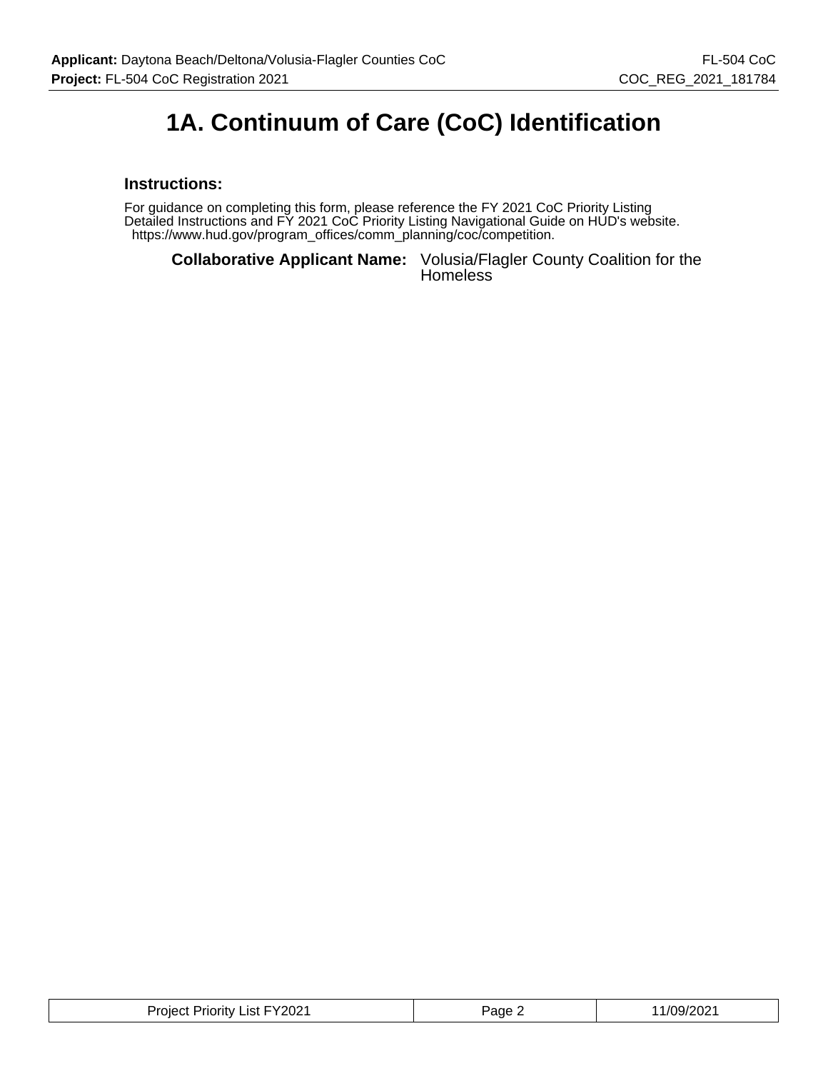# 1A. Continuum of Care (CoC) Identification

### Instructions:

For guidance on completing this form, please reference the FY 2021 CoC Priority Listing Detailed Instructions and FY 2021 CoC Priority Listing Navigational Guide on HUD's website.
https://www.hud.gov/program_offices/comm_planning/coc/competition.

**Collaborative Applicant Name:** Volusia/Flagler County Coalition for the Homeless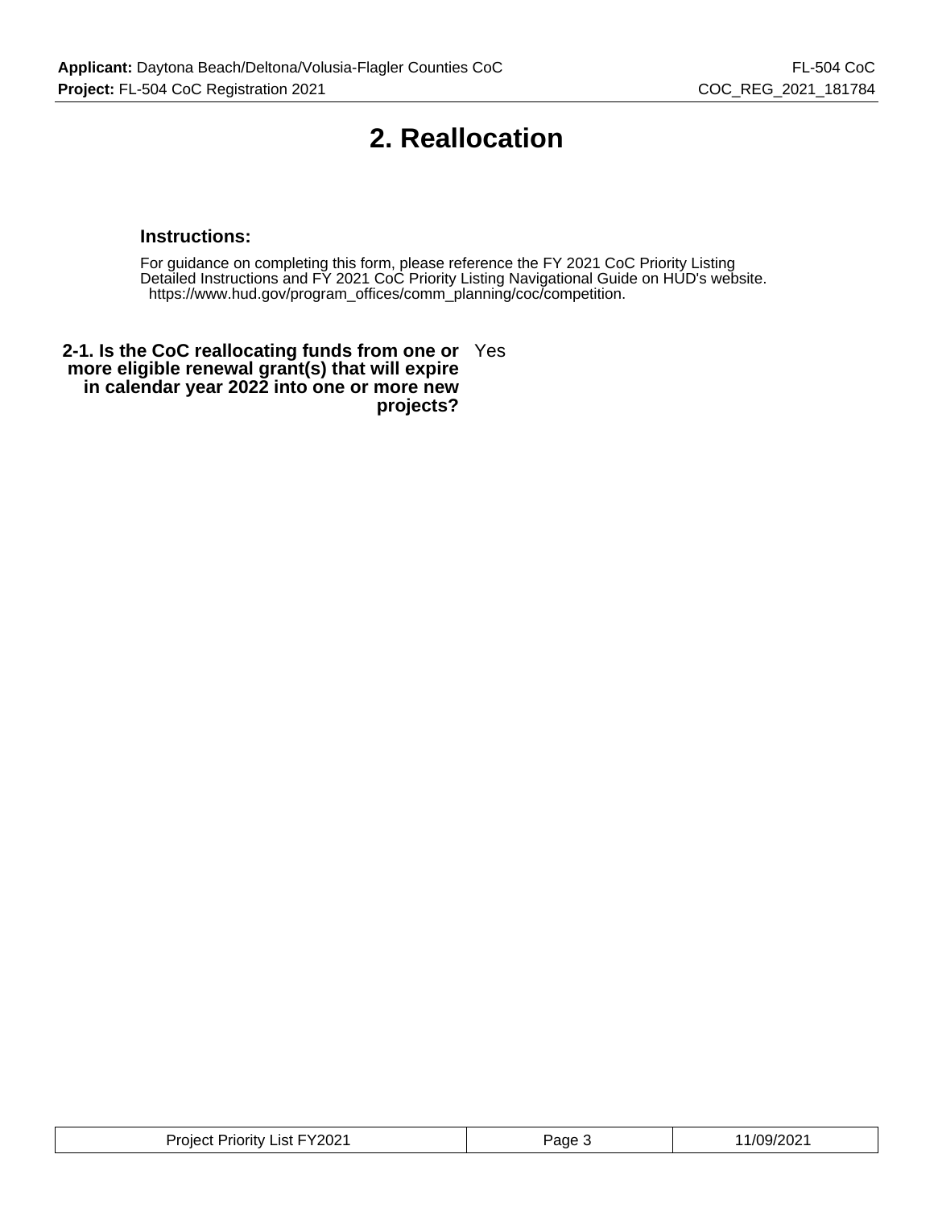# 2. Reallocation

### Instructions:

For guidance on completing this form, please reference the FY 2021 CoC Priority Listing Detailed Instructions and FY 2021 CoC Priority Listing Navigational Guide on HUD's website. https://www.hud.gov/program_offices/comm_planning/coc/competition.

**2-1. Is the CoC reallocating funds from one or more eligible renewal grant(s) that will expire in calendar year 2022 into one or more new projects?** Yes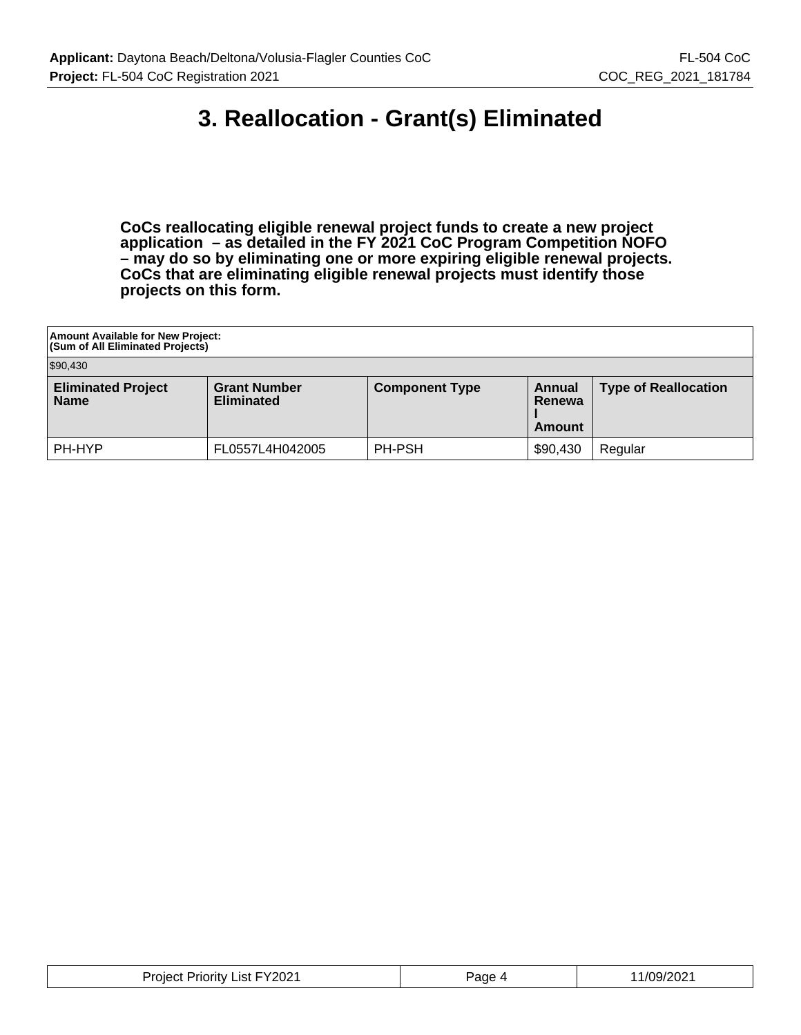# 3. Reallocation - Grant(s) Eliminated

**CoCs reallocating eligible renewal project funds to create a new project application – as detailed in the FY 2021 CoC Program Competition NOFO – may do so by eliminating one or more expiring eligible renewal projects. CoCs that are eliminating eligible renewal projects must identify those projects on this form.**

| **Amount Available for New Project: (Sum of All Eliminated Projects)** | | | | |
|---|---|---|---|---|
| $90,430 | | | | |
| **Eliminated Project Name** | **Grant Number Eliminated** | **Component Type** | **Annual Renewal Amount** | **Type of Reallocation** |
| PH-HYP | FL0557L4H042005 | PH-PSH | $90,430 | Regular |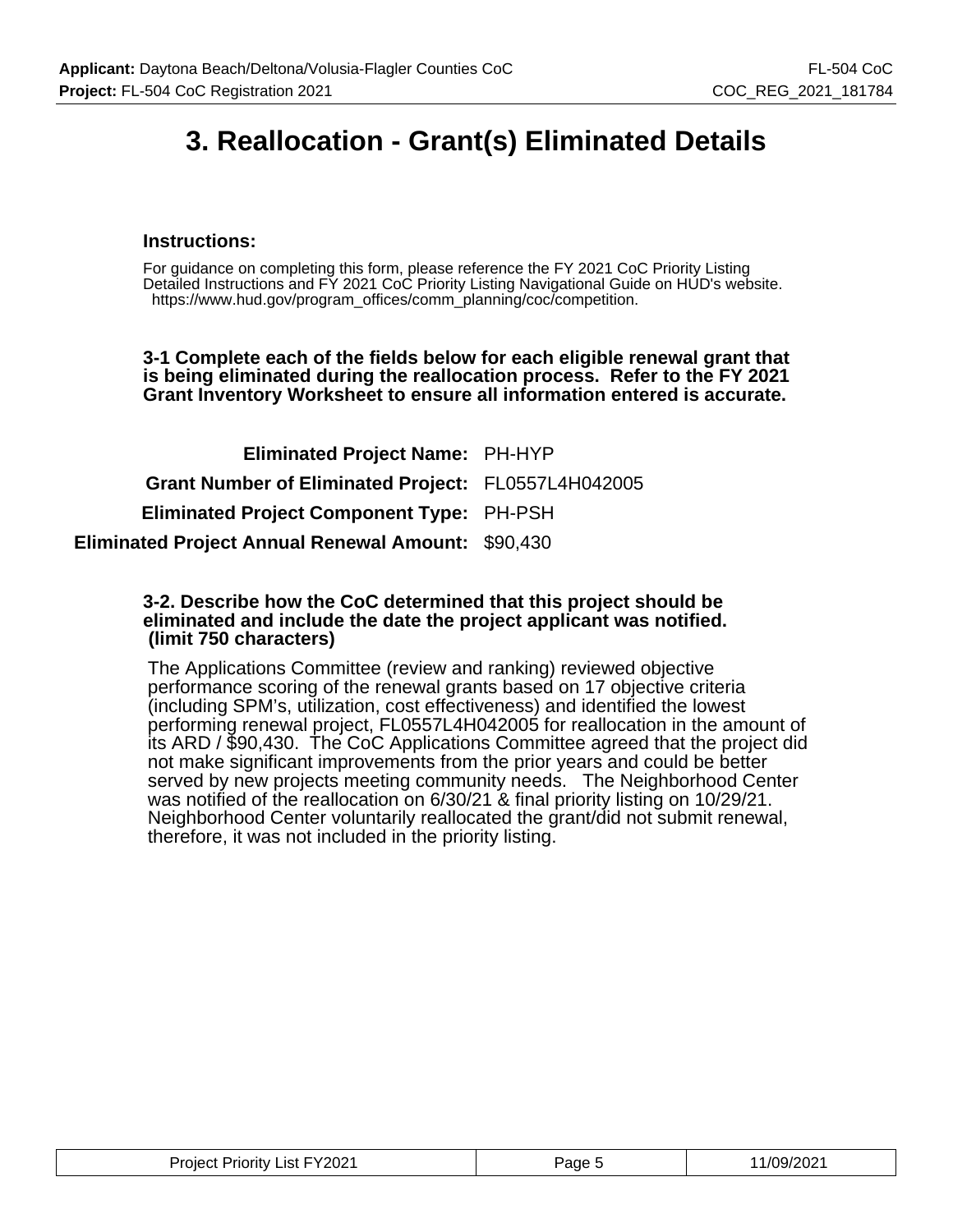# 3. Reallocation - Grant(s) Eliminated Details

**Instructions:**

For guidance on completing this form, please reference the FY 2021 CoC Priority Listing Detailed Instructions and FY 2021 CoC Priority Listing Navigational Guide on HUD's website. https://www.hud.gov/program_offices/comm_planning/coc/competition.

**3-1 Complete each of the fields below for each eligible renewal grant that is being eliminated during the reallocation process. Refer to the FY 2021 Grant Inventory Worksheet to ensure all information entered is accurate.**

| | |
|---|---|
| **Eliminated Project Name:** | PH-HYP |
| **Grant Number of Eliminated Project:** | FL0557L4H042005 |
| **Eliminated Project Component Type:** | PH-PSH |
| **Eliminated Project Annual Renewal Amount:** | $90,430 |

**3-2. Describe how the CoC determined that this project should be eliminated and include the date the project applicant was notified. (limit 750 characters)**

The Applications Committee (review and ranking) reviewed objective performance scoring of the renewal grants based on 17 objective criteria (including SPM's, utilization, cost effectiveness) and identified the lowest performing renewal project, FL0557L4H042005 for reallocation in the amount of its ARD / $90,430. The CoC Applications Committee agreed that the project did not make significant improvements from the prior years and could be better served by new projects meeting community needs. The Neighborhood Center was notified of the reallocation on 6/30/21 & final priority listing on 10/29/21. Neighborhood Center voluntarily reallocated the grant/did not submit renewal, therefore, it was not included in the priority listing.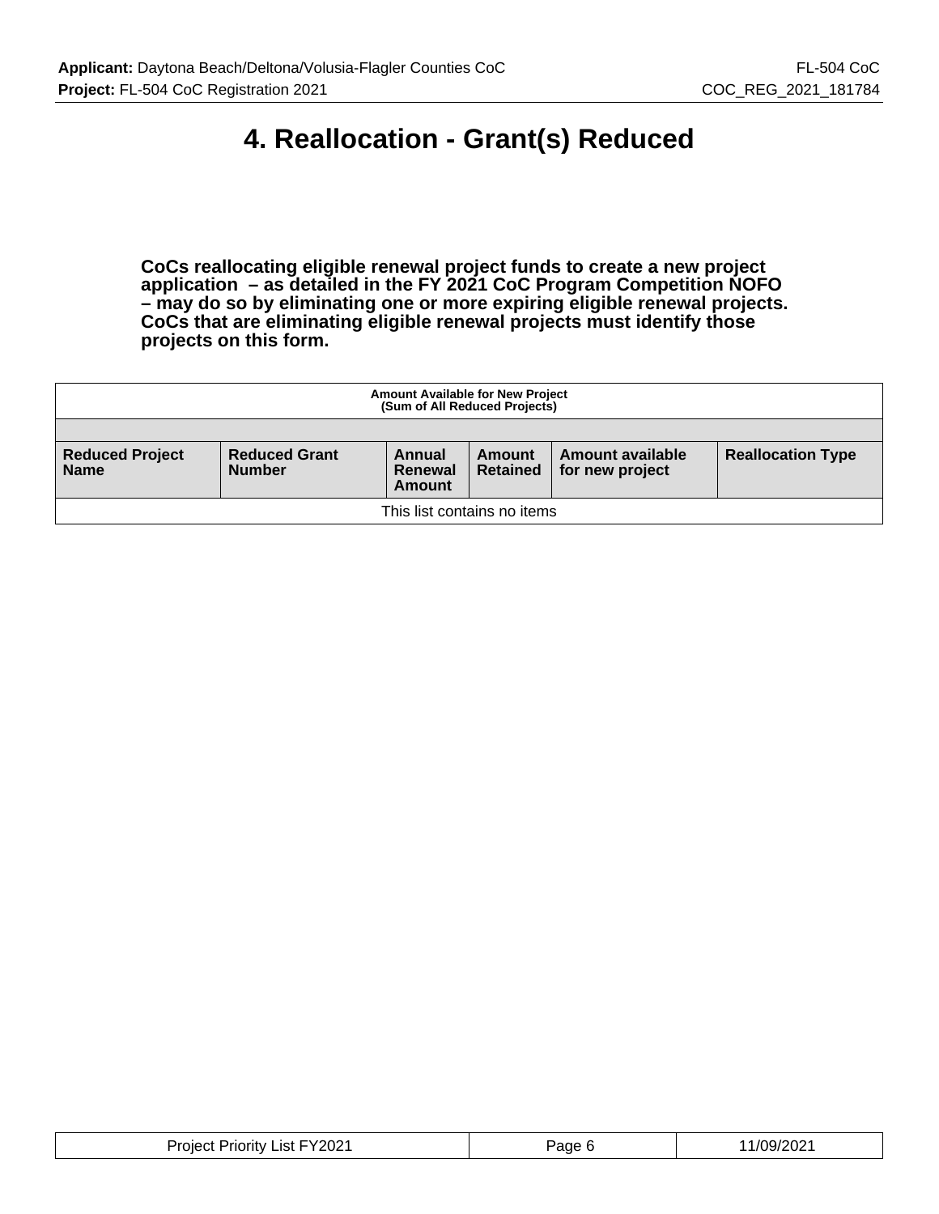# 4. Reallocation - Grant(s) Reduced

**CoCs reallocating eligible renewal project funds to create a new project application – as detailed in the FY 2021 CoC Program Competition NOFO – may do so by eliminating one or more expiring eligible renewal projects. CoCs that are eliminating eligible renewal projects must identify those projects on this form.**

| **Amount Available for New Project (Sum of All Reduced Projects)** | | | | | |
|---|---|---|---|---|---|
| | | | | | |
| **Reduced Project Name** | **Reduced Grant Number** | **Annual Renewal Amount** | **Amount Retained** | **Amount available for new project** | **Reallocation Type** |
| This list contains no items | | | | | |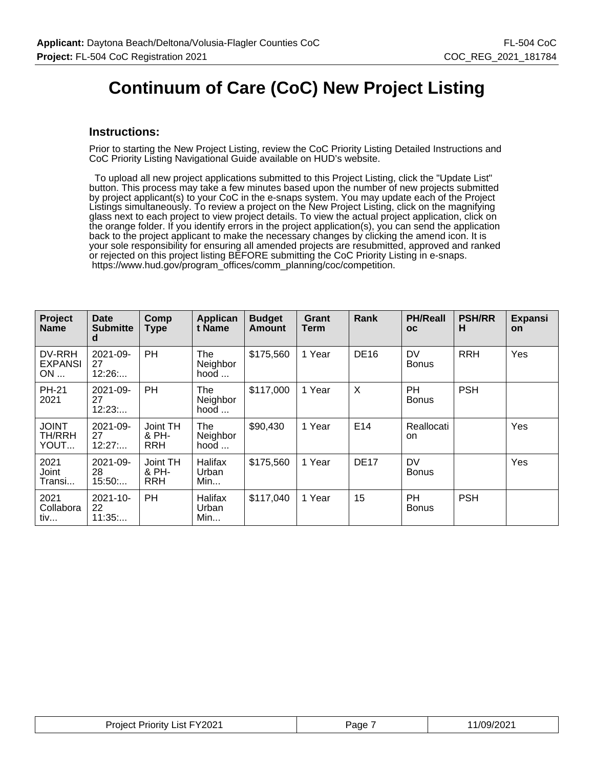# Continuum of Care (CoC) New Project Listing

## Instructions:

Prior to starting the New Project Listing, review the CoC Priority Listing Detailed Instructions and CoC Priority Listing Navigational Guide available on HUD's website.

To upload all new project applications submitted to this Project Listing, click the "Update List" button. This process may take a few minutes based upon the number of new projects submitted by project applicant(s) to your CoC in the e-snaps system. You may update each of the Project Listings simultaneously. To review a project on the New Project Listing, click on the magnifying glass next to each project to view project details. To view the actual project application, click on the orange folder. If you identify errors in the project application(s), you can send the application back to the project applicant to make the necessary changes by clicking the amend icon. It is your sole responsibility for ensuring all amended projects are resubmitted, approved and ranked or rejected on this project listing BEFORE submitting the CoC Priority Listing in e-snaps.
https://www.hud.gov/program_offices/comm_planning/coc/competition.

| Project Name | Date Submitted | Comp Type | Applicant Name | Budget Amount | Grant Term | Rank | PH/Realloc | PSH/RRH | Expansion |
|---|---|---|---|---|---|---|---|---|---|
| DV-RRH EXPANSION ... | 2021-09-27 12:26:... | PH | The Neighborhood ... | $175,560 | 1 Year | DE16 | DV Bonus | RRH | Yes |
| PH-21 2021 | 2021-09-27 12:23:... | PH | The Neighborhood ... | $117,000 | 1 Year | X | PH Bonus | PSH | |
| JOINT TH/RRH YOUT... | 2021-09-27 12:27:... | Joint TH & PH-RRH | The Neighborhood ... | $90,430 | 1 Year | E14 | Reallocation | | Yes |
| 2021 Joint Transi... | 2021-09-28 15:50:... | Joint TH & PH-RRH | Halifax Urban Min... | $175,560 | 1 Year | DE17 | DV Bonus | | Yes |
| 2021 Collaborativ... | 2021-10-22 11:35:... | PH | Halifax Urban Min... | $117,040 | 1 Year | 15 | PH Bonus | PSH | |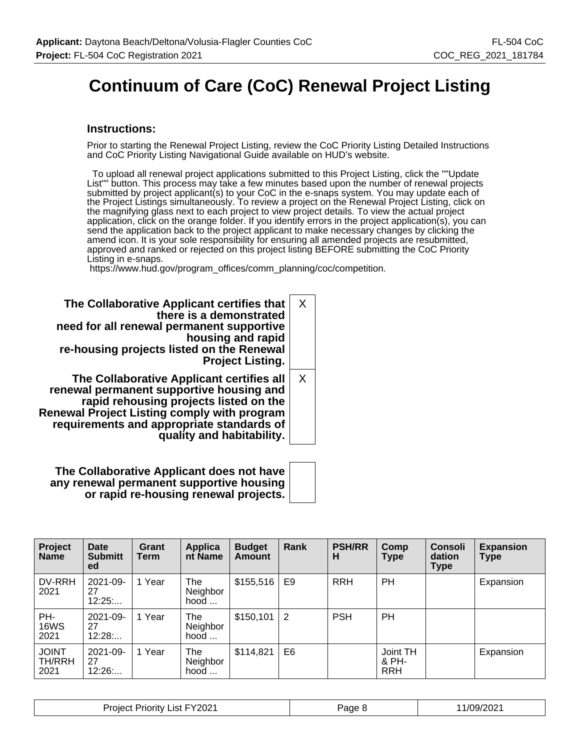# Continuum of Care (CoC) Renewal Project Listing

### Instructions:

Prior to starting the Renewal Project Listing, review the CoC Priority Listing Detailed Instructions and CoC Priority Listing Navigational Guide available on HUD's website.

To upload all renewal project applications submitted to this Project Listing, click the ""Update List"" button. This process may take a few minutes based upon the number of renewal projects submitted by project applicant(s) to your CoC in the e-snaps system. You may update each of the Project Listings simultaneously. To review a project on the Renewal Project Listing, click on the magnifying glass next to each project to view project details. To view the actual project application, click on the orange folder. If you identify errors in the project application(s), you can send the application back to the project applicant to make necessary changes by clicking the amend icon. It is your sole responsibility for ensuring all amended projects are resubmitted, approved and ranked or rejected on this project listing BEFORE submitting the CoC Priority Listing in e-snaps.
https://www.hud.gov/program_offices/comm_planning/coc/competition.

| | |
|---|---|
| **The Collaborative Applicant certifies that there is a demonstrated need for all renewal permanent supportive housing and rapid re-housing projects listed on the Renewal Project Listing.** | X |
| **The Collaborative Applicant certifies all renewal permanent supportive housing and rapid rehousing projects listed on the Renewal Project Listing comply with program requirements and appropriate standards of quality and habitability.** | X |
| **The Collaborative Applicant does not have any renewal permanent supportive housing or rapid re-housing renewal projects.** | |

| Project Name | Date Submitted | Grant Term | Applicant Name | Budget Amount | Rank | PSH/RRH | Comp Type | Consolidation Type | Expansion Type |
|---|---|---|---|---|---|---|---|---|---|
| DV-RRH 2021 | 2021-09-27 12:25:... | 1 Year | The Neighborhood ... | $155,516 | E9 | RRH | PH | | Expansion |
| PH-16WS 2021 | 2021-09-27 12:28:... | 1 Year | The Neighborhood ... | $150,101 | 2 | PSH | PH | | |
| JOINT TH/RRH 2021 | 2021-09-27 12:26:... | 1 Year | The Neighborhood ... | $114,821 | E6 | | Joint TH & PH-RRH | | Expansion |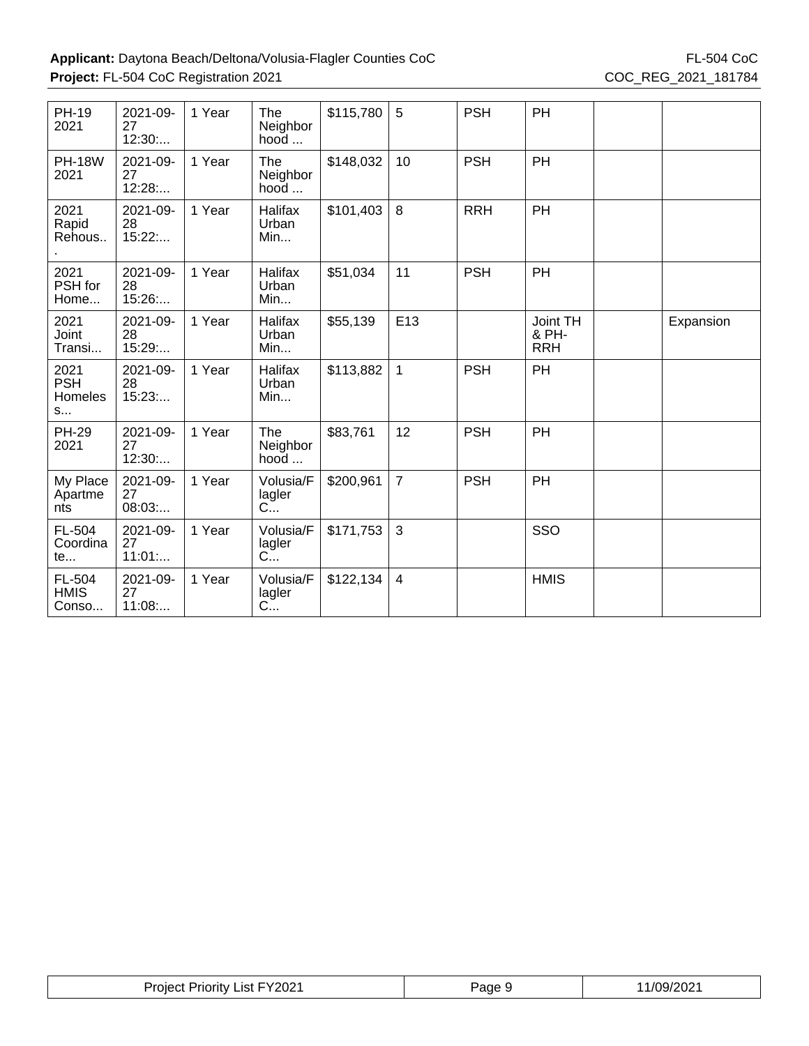| PH-19 2021 | 2021-09-27 12:30:... | 1 Year | The Neighborhood ... | $115,780 | 5 | PSH | PH | | |
|---|---|---|---|---|---|---|---|---|---|
| PH-18W 2021 | 2021-09-27 12:28:... | 1 Year | The Neighborhood ... | $148,032 | 10 | PSH | PH | | |
| 2021 Rapid Rehous... | 2021-09-28 15:22:... | 1 Year | Halifax Urban Min... | $101,403 | 8 | RRH | PH | | |
| 2021 PSH for Home... | 2021-09-28 15:26:... | 1 Year | Halifax Urban Min... | $51,034 | 11 | PSH | PH | | |
| 2021 Joint Transi... | 2021-09-28 15:29:... | 1 Year | Halifax Urban Min... | $55,139 | E13 | | Joint TH & PH-RRH | | Expansion |
| 2021 PSH Homeless... | 2021-09-28 15:23:... | 1 Year | Halifax Urban Min... | $113,882 | 1 | PSH | PH | | |
| PH-29 2021 | 2021-09-27 12:30:... | 1 Year | The Neighborhood ... | $83,761 | 12 | PSH | PH | | |
| My Place Apartments | 2021-09-27 08:03:... | 1 Year | Volusia/Flagler C... | $200,961 | 7 | PSH | PH | | |
| FL-504 Coordinate... | 2021-09-27 11:01:... | 1 Year | Volusia/Flagler C... | $171,753 | 3 | | SSO | | |
| FL-504 HMIS Conso... | 2021-09-27 11:08:... | 1 Year | Volusia/Flagler C... | $122,134 | 4 | | HMIS | | |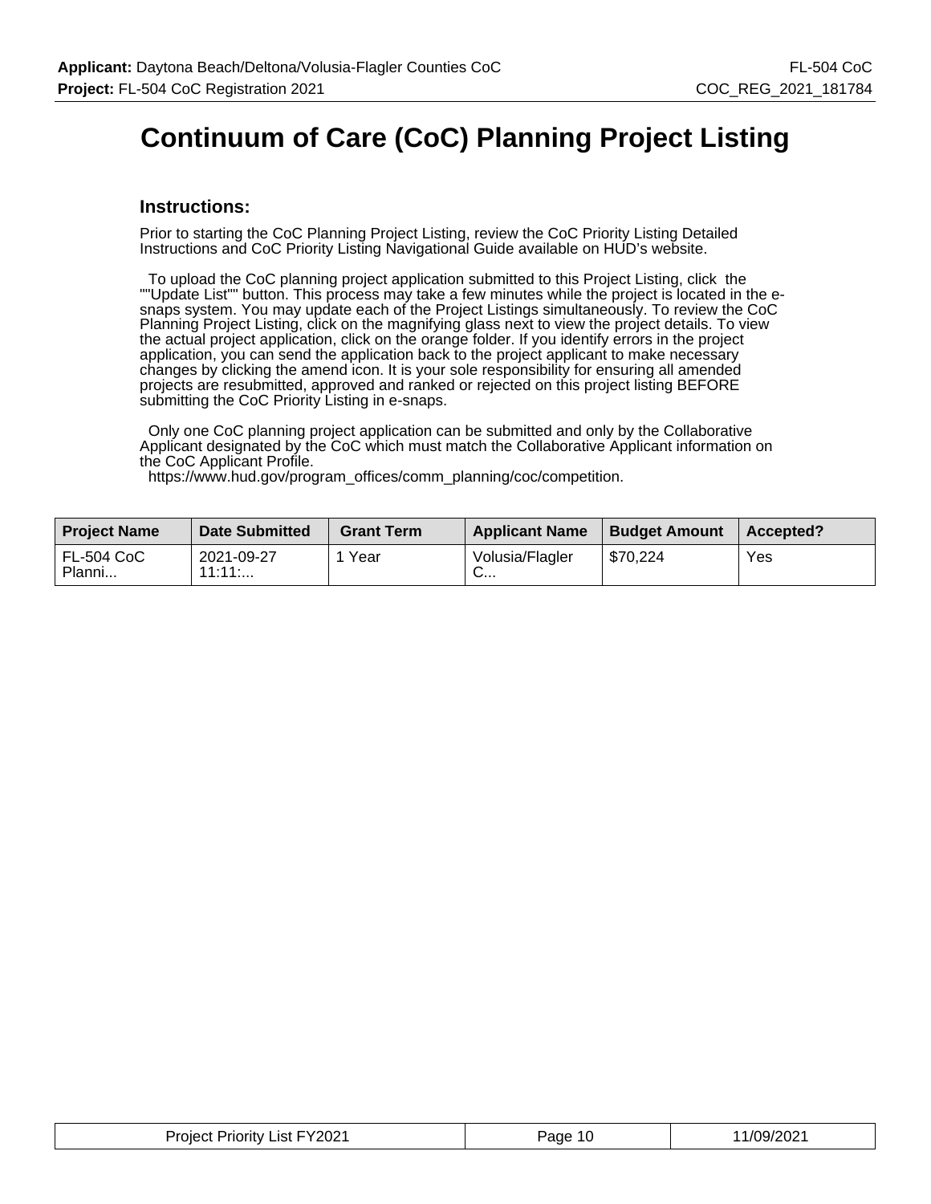# Continuum of Care (CoC) Planning Project Listing

### Instructions:

Prior to starting the CoC Planning Project Listing, review the CoC Priority Listing Detailed Instructions and CoC Priority Listing Navigational Guide available on HUD's website.

To upload the CoC planning project application submitted to this Project Listing, click the ""Update List"" button. This process may take a few minutes while the project is located in the e-snaps system. You may update each of the Project Listings simultaneously. To review the CoC Planning Project Listing, click on the magnifying glass next to view the project details. To view the actual project application, click on the orange folder. If you identify errors in the project application, you can send the application back to the project applicant to make necessary changes by clicking the amend icon. It is your sole responsibility for ensuring all amended projects are resubmitted, approved and ranked or rejected on this project listing BEFORE submitting the CoC Priority Listing in e-snaps.

Only one CoC planning project application can be submitted and only by the Collaborative Applicant designated by the CoC which must match the Collaborative Applicant information on the CoC Applicant Profile.
https://www.hud.gov/program_offices/comm_planning/coc/competition.

| Project Name | Date Submitted | Grant Term | Applicant Name | Budget Amount | Accepted? |
|---|---|---|---|---|---|
| FL-504 CoC Planni... | 2021-09-27 11:11:... | 1 Year | Volusia/Flagler C... | $70,224 | Yes |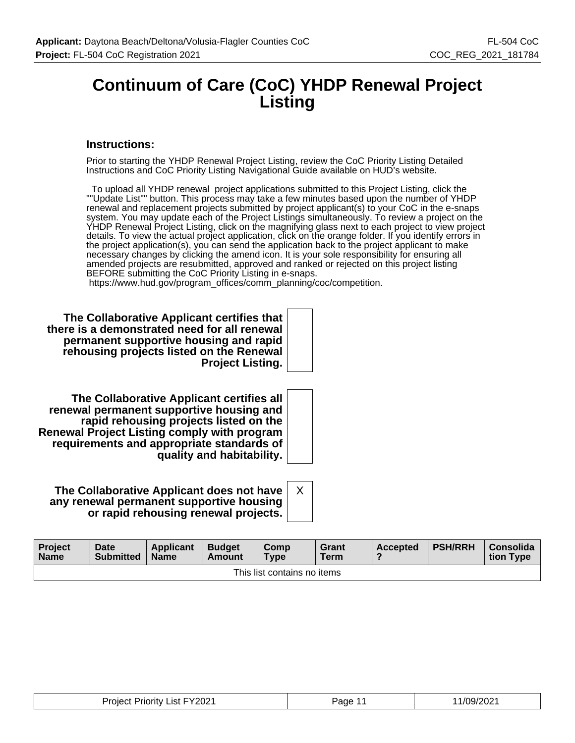# Continuum of Care (CoC) YHDP Renewal Project Listing

### Instructions:

Prior to starting the YHDP Renewal Project Listing, review the CoC Priority Listing Detailed Instructions and CoC Priority Listing Navigational Guide available on HUD's website.

To upload all YHDP renewal project applications submitted to this Project Listing, click the ""Update List"" button. This process may take a few minutes based upon the number of YHDP renewal and replacement projects submitted by project applicant(s) to your CoC in the e-snaps system. You may update each of the Project Listings simultaneously. To review a project on the YHDP Renewal Project Listing, click on the magnifying glass next to each project to view project details. To view the actual project application, click on the orange folder. If you identify errors in the project application(s), you can send the application back to the project applicant to make necessary changes by clicking the amend icon. It is your sole responsibility for ensuring all amended projects are resubmitted, approved and ranked or rejected on this project listing BEFORE submitting the CoC Priority Listing in e-snaps.
https://www.hud.gov/program_offices/comm_planning/coc/competition.

| | |
|---|---|
| **The Collaborative Applicant certifies that there is a demonstrated need for all renewal permanent supportive housing and rapid rehousing projects listed on the Renewal Project Listing.** | |
| **The Collaborative Applicant certifies all renewal permanent supportive housing and rapid rehousing projects listed on the Renewal Project Listing comply with program requirements and appropriate standards of quality and habitability.** | |
| **The Collaborative Applicant does not have any renewal permanent supportive housing or rapid rehousing renewal projects.** | X |

| Project Name | Date Submitted | Applicant Name | Budget Amount | Comp Type | Grant Term | Accepted ? | PSH/RRH | Consolidation Type |
|---|---|---|---|---|---|---|---|---|
| This list contains no items | | | | | | | | |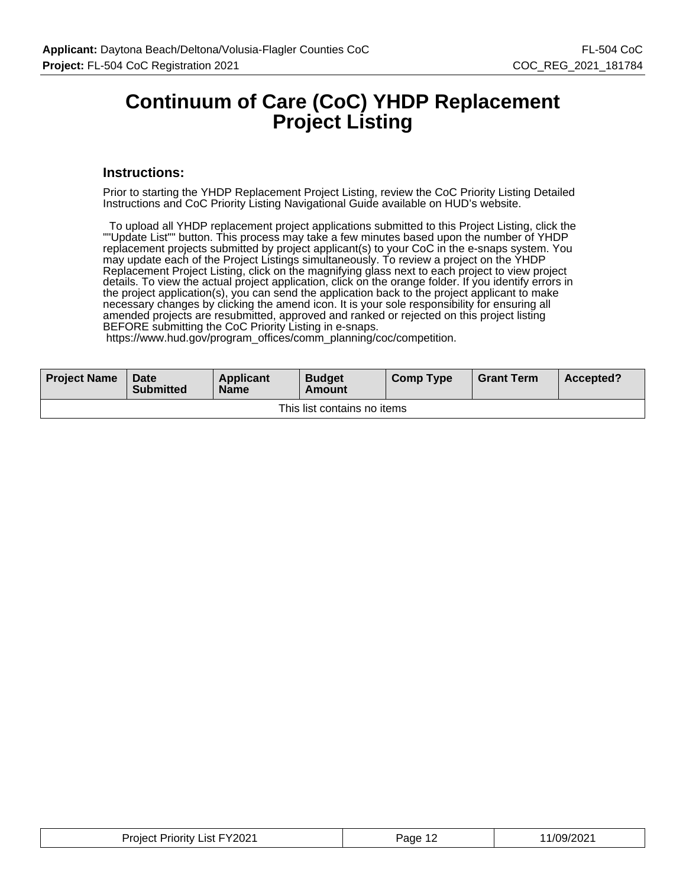# Continuum of Care (CoC) YHDP Replacement Project Listing

### Instructions:

Prior to starting the YHDP Replacement Project Listing, review the CoC Priority Listing Detailed Instructions and CoC Priority Listing Navigational Guide available on HUD's website.

To upload all YHDP replacement project applications submitted to this Project Listing, click the ""Update List"" button. This process may take a few minutes based upon the number of YHDP replacement projects submitted by project applicant(s) to your CoC in the e-snaps system. You may update each of the Project Listings simultaneously. To review a project on the YHDP Replacement Project Listing, click on the magnifying glass next to each project to view project details. To view the actual project application, click on the orange folder. If you identify errors in the project application(s), you can send the application back to the project applicant to make necessary changes by clicking the amend icon. It is your sole responsibility for ensuring all amended projects are resubmitted, approved and ranked or rejected on this project listing BEFORE submitting the CoC Priority Listing in e-snaps.
https://www.hud.gov/program_offices/comm_planning/coc/competition.

| Project Name | Date Submitted | Applicant Name | Budget Amount | Comp Type | Grant Term | Accepted? |
|---|---|---|---|---|---|---|
| This list contains no items | | | | | | |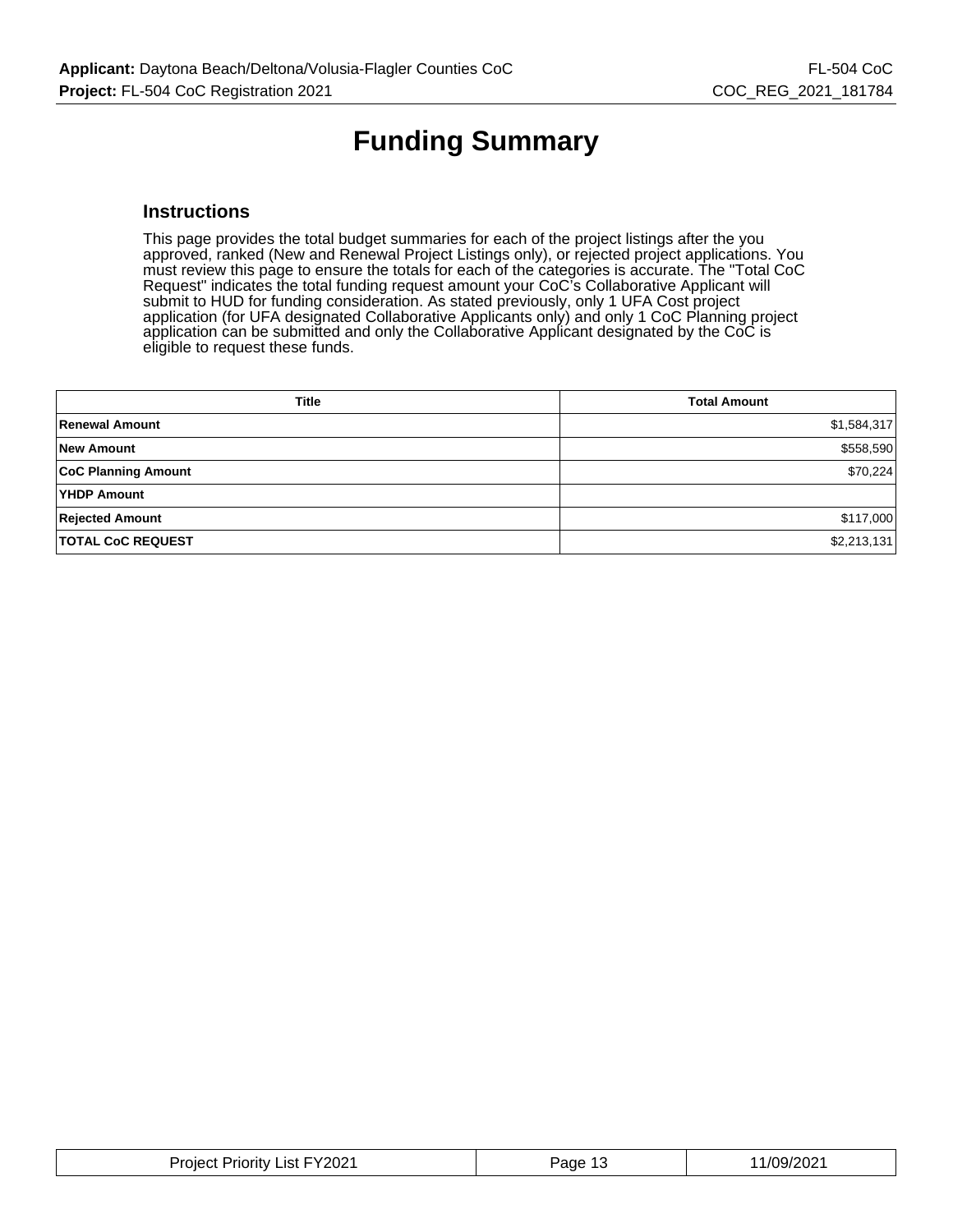# Funding Summary

## Instructions

This page provides the total budget summaries for each of the project listings after the you approved, ranked (New and Renewal Project Listings only), or rejected project applications. You must review this page to ensure the totals for each of the categories is accurate. The "Total CoC Request" indicates the total funding request amount your CoC's Collaborative Applicant will submit to HUD for funding consideration. As stated previously, only 1 UFA Cost project application (for UFA designated Collaborative Applicants only) and only 1 CoC Planning project application can be submitted and only the Collaborative Applicant designated by the CoC is eligible to request these funds.

| Title | Total Amount |
|---|---|
| **Renewal Amount** | $1,584,317 |
| **New Amount** | $558,590 |
| **CoC Planning Amount** | $70,224 |
| **YHDP Amount** | |
| **Rejected Amount** | $117,000 |
| **TOTAL CoC REQUEST** | $2,213,131 |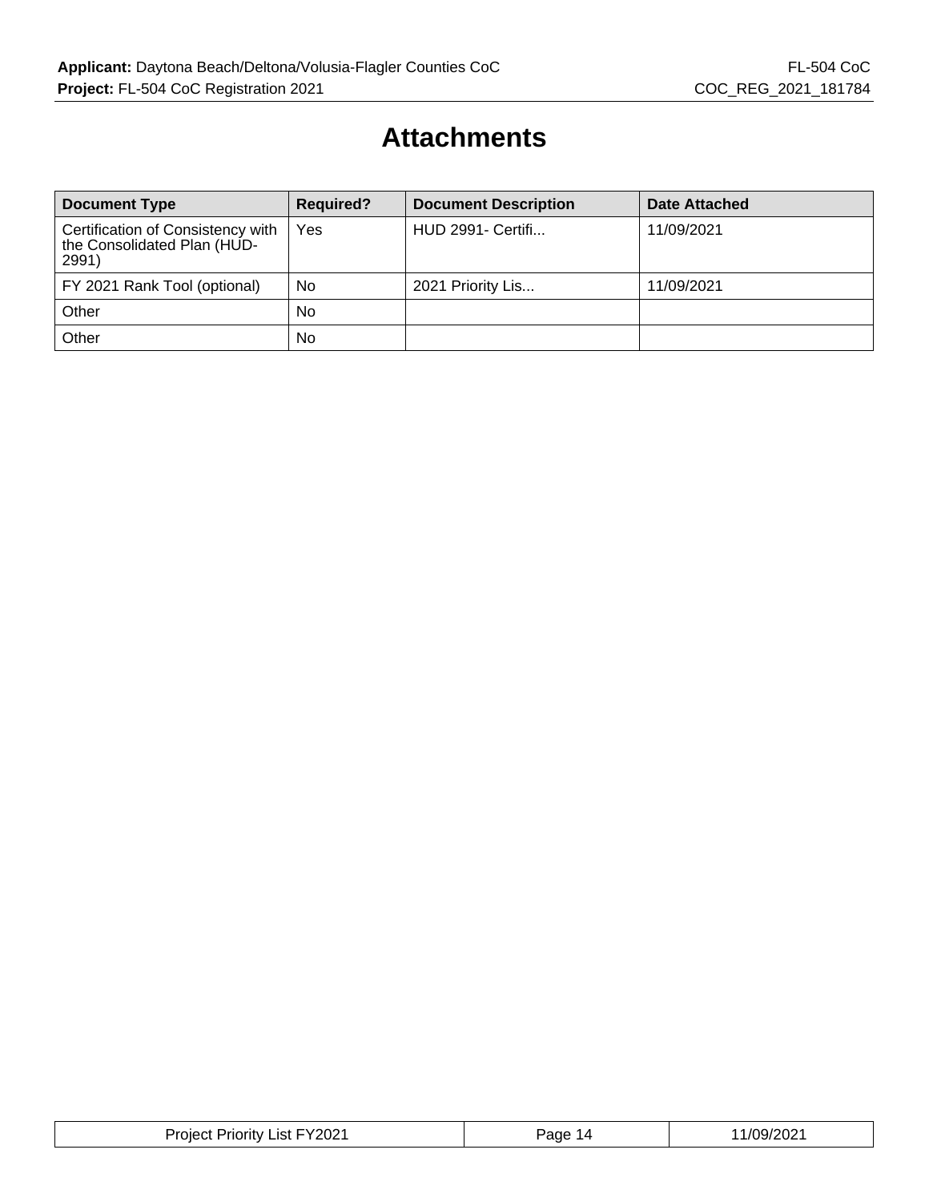# Attachments

| Document Type | Required? | Document Description | Date Attached |
| --- | --- | --- | --- |
| Certification of Consistency with the Consolidated Plan (HUD-2991) | Yes | HUD 2991- Certifi... | 11/09/2021 |
| FY 2021 Rank Tool (optional) | No | 2021 Priority Lis... | 11/09/2021 |
| Other | No | | |
| Other | No | | |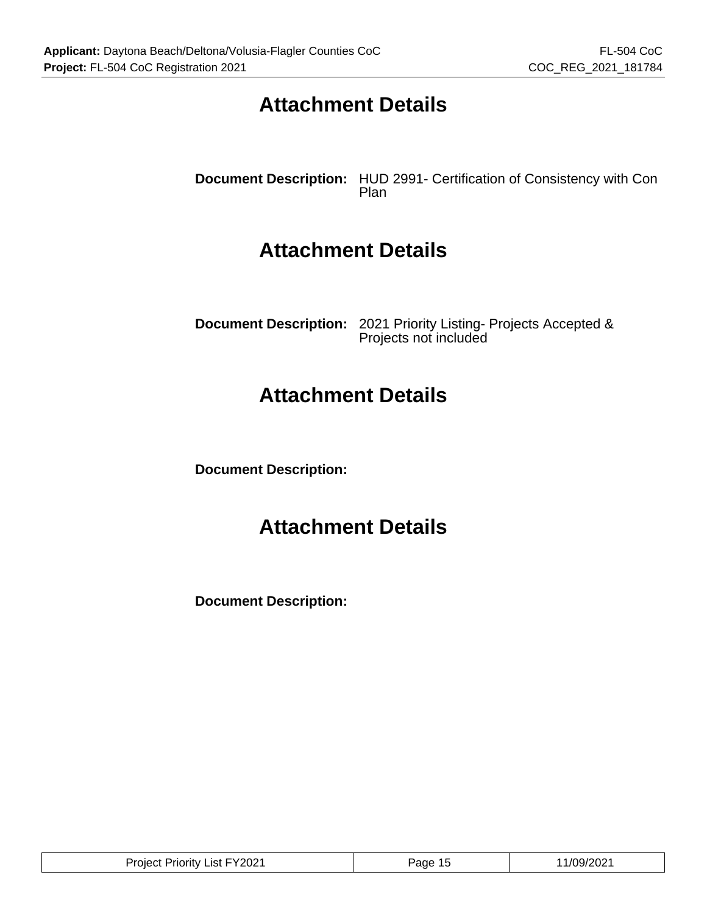# Attachment Details

**Document Description:** HUD 2991- Certification of Consistency with Con Plan

# Attachment Details

**Document Description:** 2021 Priority Listing- Projects Accepted & Projects not included

# Attachment Details

**Document Description:**

# Attachment Details

**Document Description:**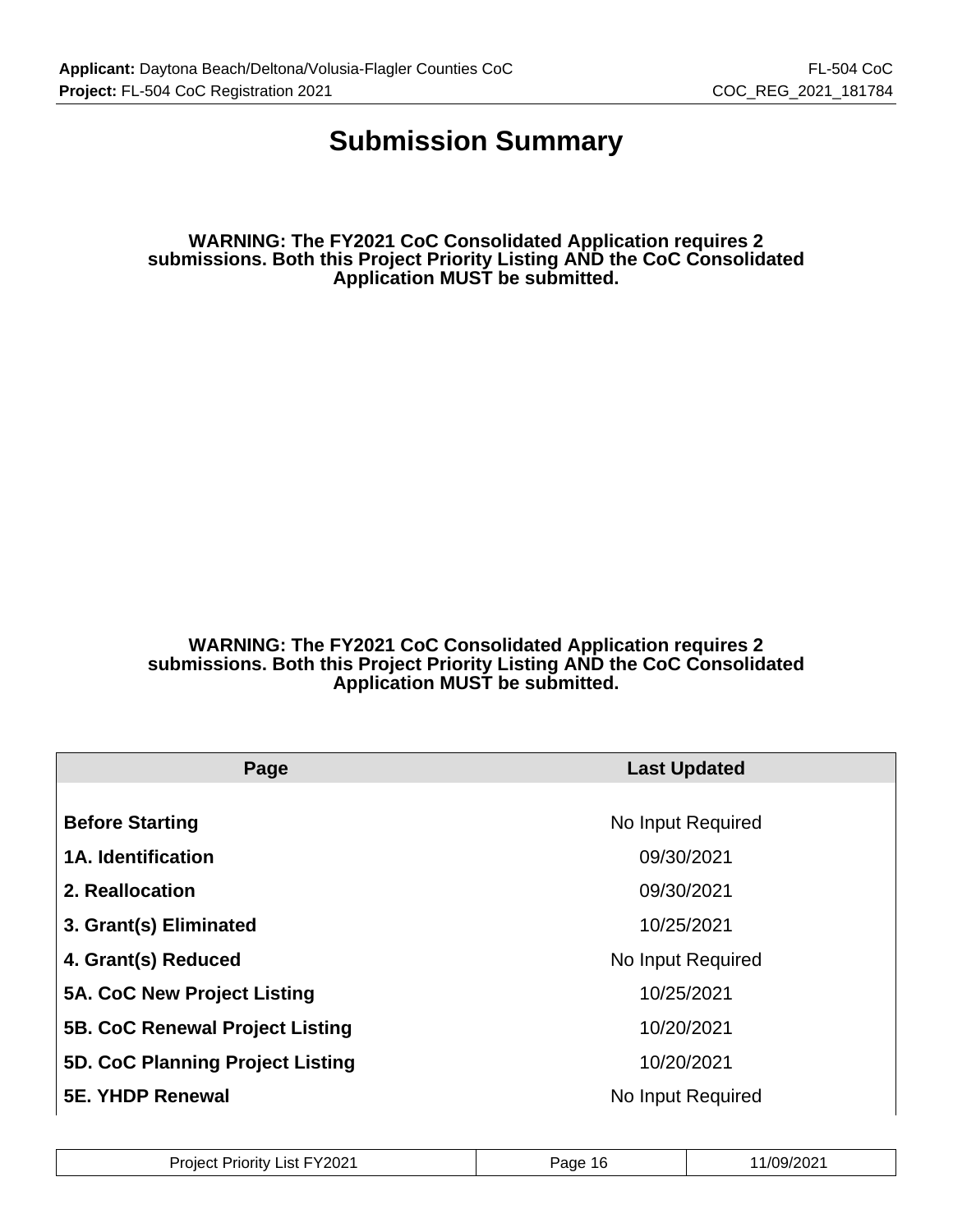# Submission Summary

**WARNING: The FY2021 CoC Consolidated Application requires 2 submissions. Both this Project Priority Listing AND the CoC Consolidated Application MUST be submitted.**

**WARNING: The FY2021 CoC Consolidated Application requires 2 submissions. Both this Project Priority Listing AND the CoC Consolidated Application MUST be submitted.**

| Page | Last Updated |
| --- | --- |
| **Before Starting** | No Input Required |
| **1A. Identification** | 09/30/2021 |
| **2. Reallocation** | 09/30/2021 |
| **3. Grant(s) Eliminated** | 10/25/2021 |
| **4. Grant(s) Reduced** | No Input Required |
| **5A. CoC New Project Listing** | 10/25/2021 |
| **5B. CoC Renewal Project Listing** | 10/20/2021 |
| **5D. CoC Planning Project Listing** | 10/20/2021 |
| **5E. YHDP Renewal** | No Input Required |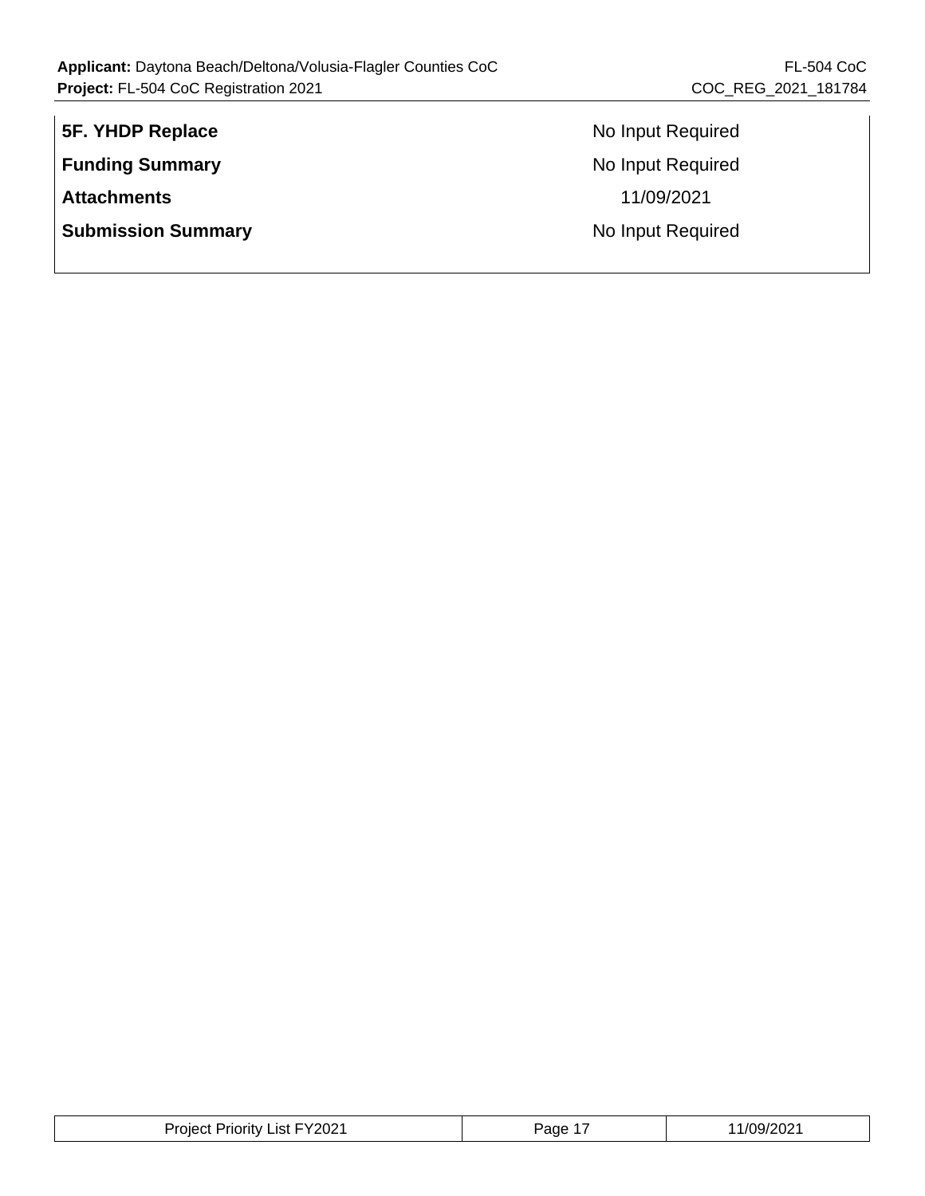| | |
|---|---|
| **5F. YHDP Replace** | No Input Required |
| **Funding Summary** | No Input Required |
| **Attachments** | 11/09/2021 |
| **Submission Summary** | No Input Required |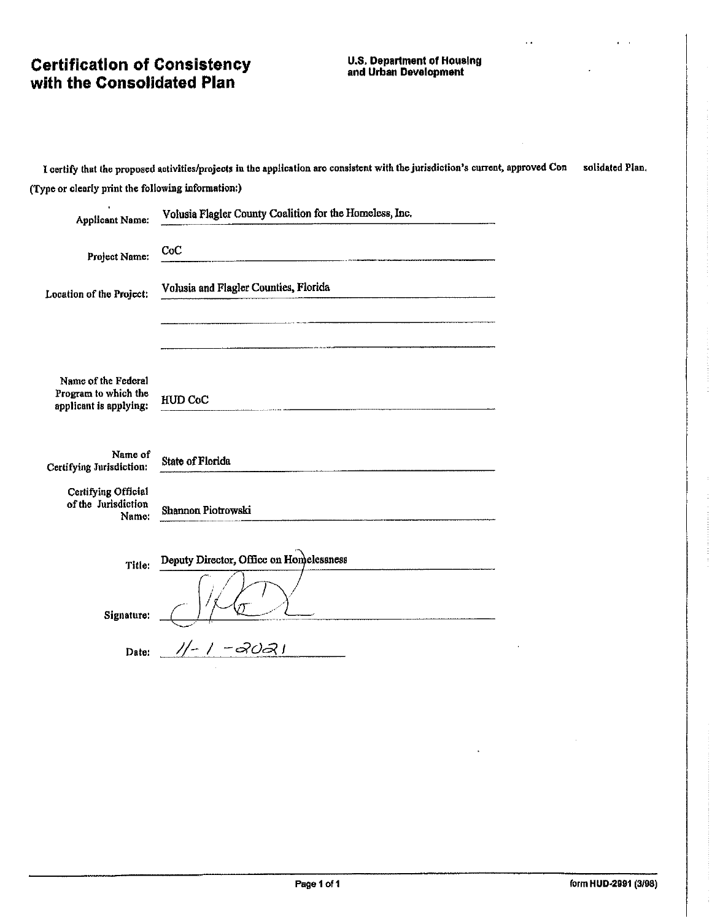# Certification of Consistency with the Consolidated Plan

**U.S. Department of Housing and Urban Development**

I certify that the proposed activities/projects in the application are consistent with the jurisdiction's current, approved Consolidated Plan.

(Type or clearly print the following information:)

Applicant Name: Volusia Flagler County Coalition for the Homeless, Inc.

Project Name: CoC

Location of the Project: Volusia and Flagler Counties, Florida

Name of the Federal Program to which the applicant is applying: HUD CoC

Name of Certifying Jurisdiction: State of Florida

Certifying Official of the Jurisdiction Name: Shannon Piotrowski

Title: Deputy Director, Office on Homelessness

Signature:

Date: 11-1-2021

form HUD-2991 (3/98)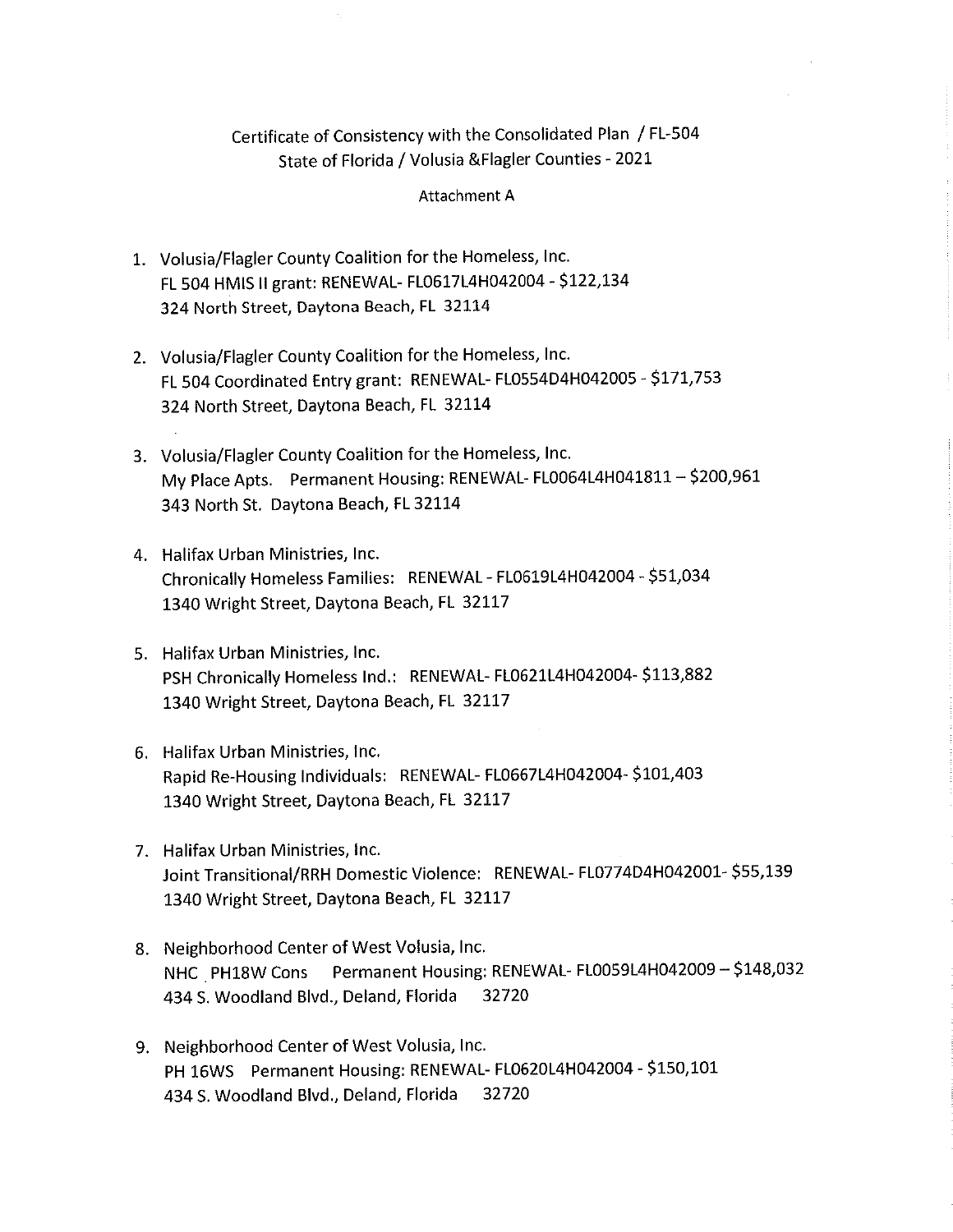Certificate of Consistency with the Consolidated Plan / FL-504
State of Florida / Volusia &Flagler Counties - 2021

Attachment A

1. Volusia/Flagler County Coalition for the Homeless, Inc.
   FL 504 HMIS II grant: RENEWAL- FL0617L4H042004 - $122,134
   324 North Street, Daytona Beach, FL 32114

2. Volusia/Flagler County Coalition for the Homeless, Inc.
   FL 504 Coordinated Entry grant: RENEWAL- FL0554D4H042005 - $171,753
   324 North Street, Daytona Beach, FL 32114

3. Volusia/Flagler County Coalition for the Homeless, Inc.
   My Place Apts. Permanent Housing: RENEWAL- FL0064L4H041811 – $200,961
   343 North St. Daytona Beach, FL 32114

4. Halifax Urban Ministries, Inc.
   Chronically Homeless Families: RENEWAL - FL0619L4H042004 - $51,034
   1340 Wright Street, Daytona Beach, FL 32117

5. Halifax Urban Ministries, Inc.
   PSH Chronically Homeless Ind.: RENEWAL- FL0621L4H042004- $113,882
   1340 Wright Street, Daytona Beach, FL 32117

6. Halifax Urban Ministries, Inc.
   Rapid Re-Housing Individuals: RENEWAL- FL0667L4H042004- $101,403
   1340 Wright Street, Daytona Beach, FL 32117

7. Halifax Urban Ministries, Inc.
   Joint Transitional/RRH Domestic Violence: RENEWAL- FL0774D4H042001- $55,139
   1340 Wright Street, Daytona Beach, FL 32117

8. Neighborhood Center of West Volusia, Inc.
   NHC PH18W Cons Permanent Housing: RENEWAL- FL0059L4H042009 – $148,032
   434 S. Woodland Blvd., Deland, Florida 32720

9. Neighborhood Center of West Volusia, Inc.
   PH 16WS Permanent Housing: RENEWAL- FL0620L4H042004 - $150,101
   434 S. Woodland Blvd., Deland, Florida 32720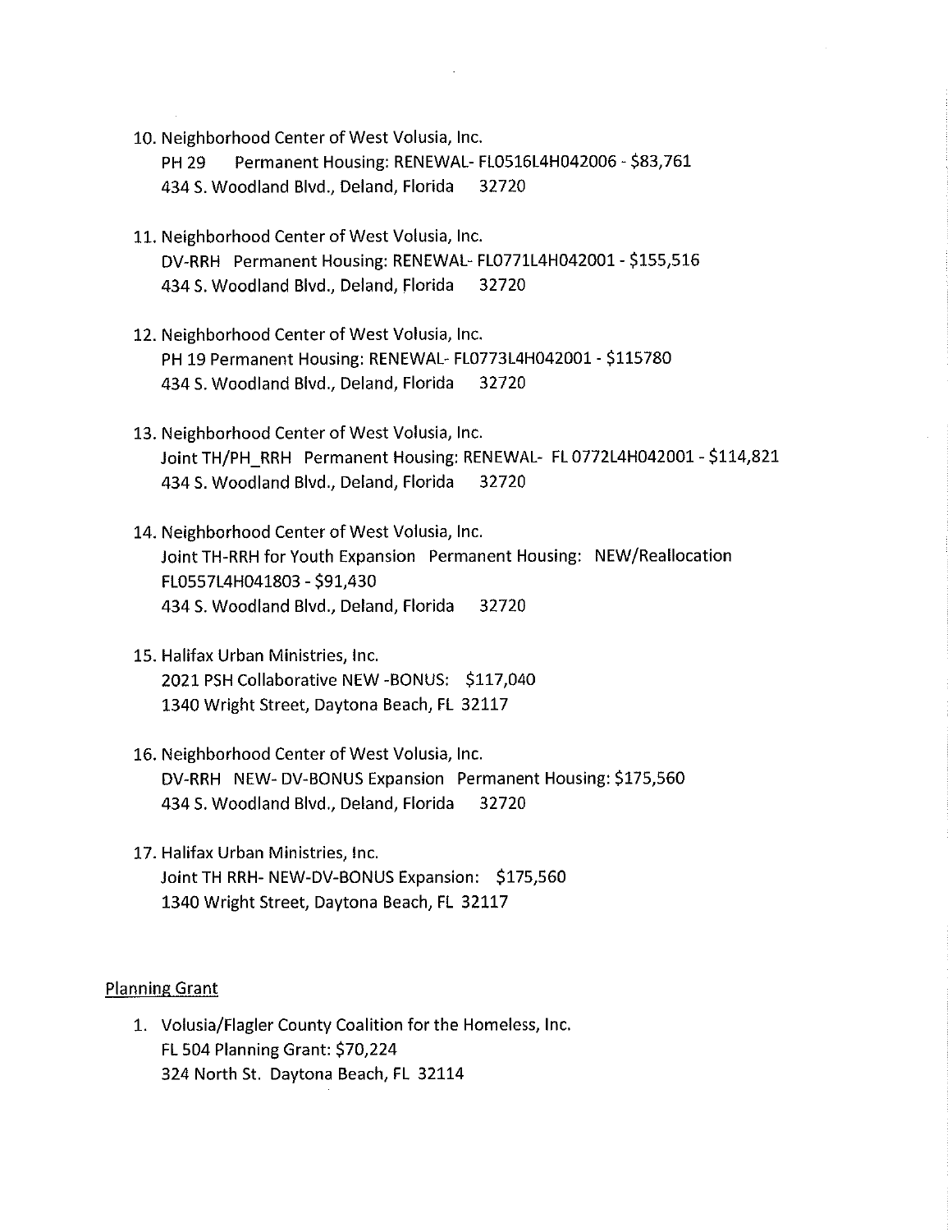10. Neighborhood Center of West Volusia, Inc.
    PH 29 Permanent Housing: RENEWAL- FL0516L4H042006 - $83,761
    434 S. Woodland Blvd., Deland, Florida 32720

11. Neighborhood Center of West Volusia, Inc.
    DV-RRH Permanent Housing: RENEWAL- FL0771L4H042001 - $155,516
    434 S. Woodland Blvd., Deland, Florida 32720

12. Neighborhood Center of West Volusia, Inc.
    PH 19 Permanent Housing: RENEWAL- FL0773L4H042001 - $115780
    434 S. Woodland Blvd., Deland, Florida 32720

13. Neighborhood Center of West Volusia, Inc.
    Joint TH/PH_RRH Permanent Housing: RENEWAL- FL 0772L4H042001 - $114,821
    434 S. Woodland Blvd., Deland, Florida 32720

14. Neighborhood Center of West Volusia, Inc.
    Joint TH-RRH for Youth Expansion Permanent Housing: NEW/Reallocation
    FL0557L4H041803 - $91,430
    434 S. Woodland Blvd., Deland, Florida 32720

15. Halifax Urban Ministries, Inc.
    2021 PSH Collaborative NEW -BONUS: $117,040
    1340 Wright Street, Daytona Beach, FL 32117

16. Neighborhood Center of West Volusia, Inc.
    DV-RRH NEW- DV-BONUS Expansion Permanent Housing: $175,560
    434 S. Woodland Blvd., Deland, Florida 32720

17. Halifax Urban Ministries, Inc.
    Joint TH RRH- NEW-DV-BONUS Expansion: $175,560
    1340 Wright Street, Daytona Beach, FL 32117

Planning Grant

1. Volusia/Flagler County Coalition for the Homeless, Inc.
   FL 504 Planning Grant: $70,224
   324 North St. Daytona Beach, FL 32114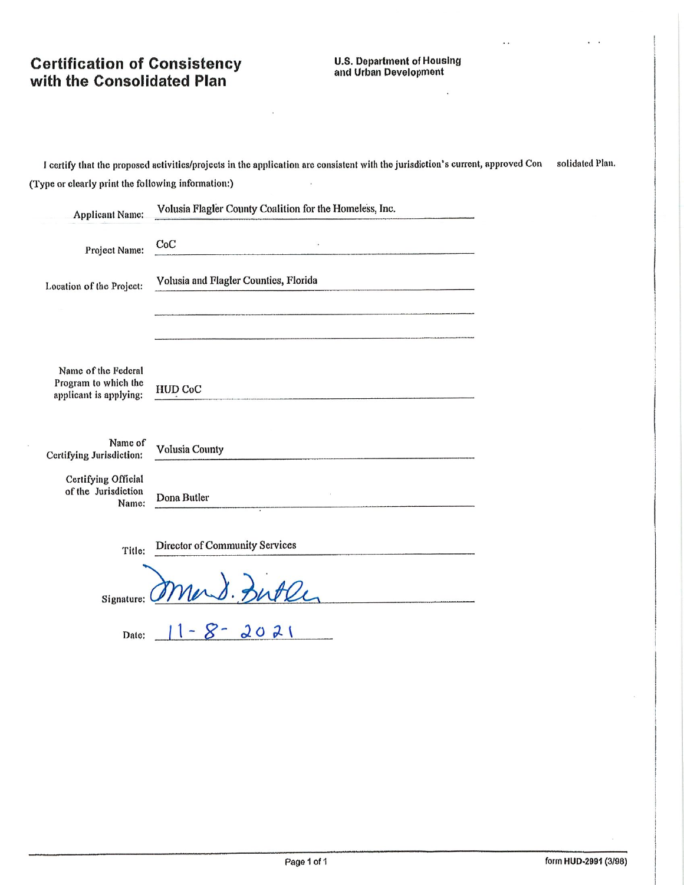# Certification of Consistency with the Consolidated Plan

**U.S. Department of Housing and Urban Development**

I certify that the proposed activities/projects in the application are consistent with the jurisdiction's current, approved Consolidated Plan.

(Type or clearly print the following information:)

Applicant Name: Volusia Flagler County Coalition for the Homeless, Inc.

Project Name: CoC

Location of the Project: Volusia and Flagler Counties, Florida

Name of the Federal Program to which the applicant is applying: HUD CoC

Name of Certifying Jurisdiction: Volusia County

Certifying Official of the Jurisdiction Name: Dona Butler

Title: Director of Community Services

Signature: Dona D. Butler

Date: 11-8-2021

form HUD-2991 (3/98)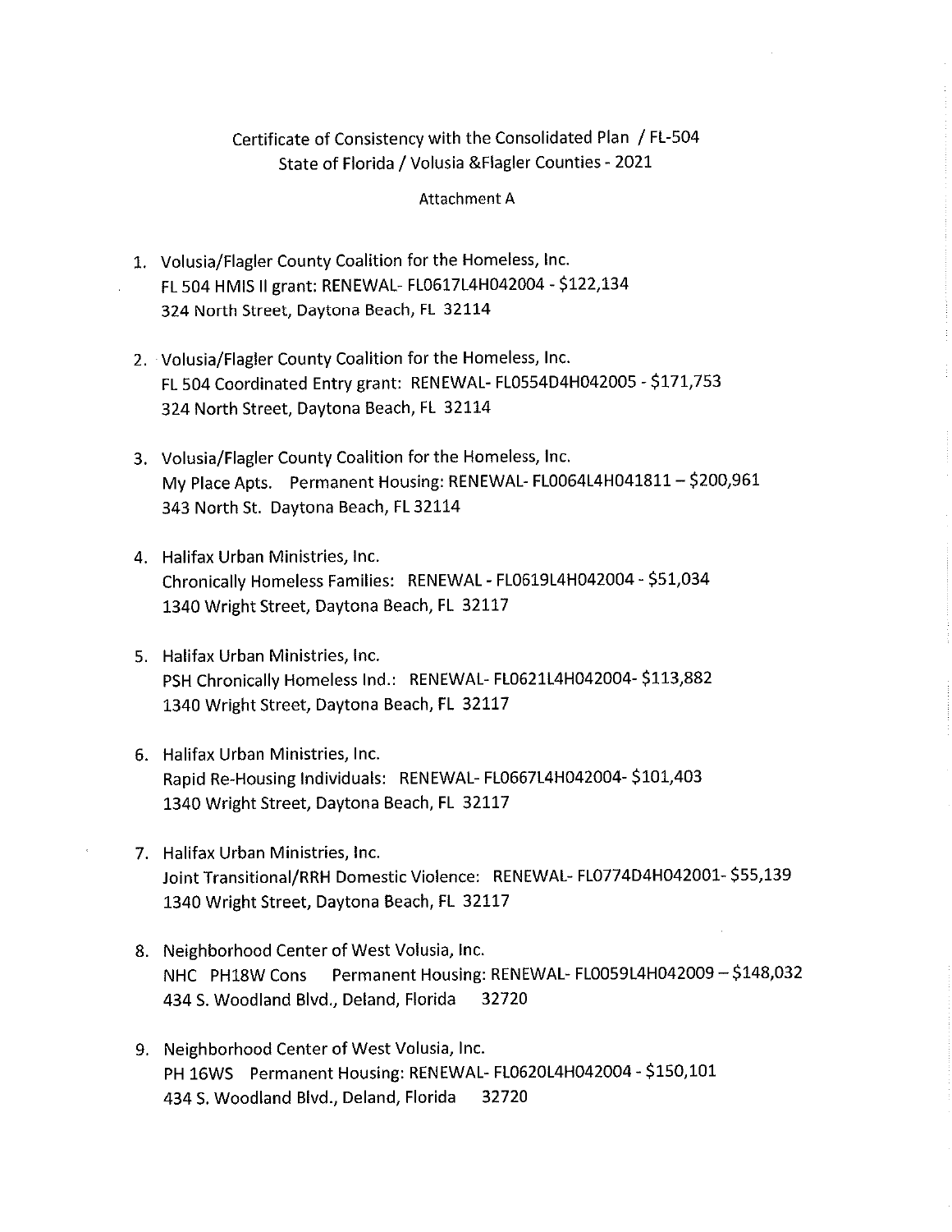Certificate of Consistency with the Consolidated Plan / FL-504
State of Florida / Volusia &Flagler Counties - 2021

Attachment A

1. Volusia/Flagler County Coalition for the Homeless, Inc.
   FL 504 HMIS II grant: RENEWAL- FL0617L4H042004 - $122,134
   324 North Street, Daytona Beach, FL 32114

2. Volusia/Flagler County Coalition for the Homeless, Inc.
   FL 504 Coordinated Entry grant: RENEWAL- FL0554D4H042005 - $171,753
   324 North Street, Daytona Beach, FL 32114

3. Volusia/Flagler County Coalition for the Homeless, Inc.
   My Place Apts. Permanent Housing: RENEWAL- FL0064L4H041811 – $200,961
   343 North St. Daytona Beach, FL 32114

4. Halifax Urban Ministries, Inc.
   Chronically Homeless Families: RENEWAL - FL0619L4H042004 - $51,034
   1340 Wright Street, Daytona Beach, FL 32117

5. Halifax Urban Ministries, Inc.
   PSH Chronically Homeless Ind.: RENEWAL- FL0621L4H042004- $113,882
   1340 Wright Street, Daytona Beach, FL 32117

6. Halifax Urban Ministries, Inc.
   Rapid Re-Housing Individuals: RENEWAL- FL0667L4H042004- $101,403
   1340 Wright Street, Daytona Beach, FL 32117

7. Halifax Urban Ministries, Inc.
   Joint Transitional/RRH Domestic Violence: RENEWAL- FL0774D4H042001- $55,139
   1340 Wright Street, Daytona Beach, FL 32117

8. Neighborhood Center of West Volusia, Inc.
   NHC PH18W Cons Permanent Housing: RENEWAL- FL0059L4H042009 – $148,032
   434 S. Woodland Blvd., Deland, Florida 32720

9. Neighborhood Center of West Volusia, Inc.
   PH 16WS Permanent Housing: RENEWAL- FL0620L4H042004 - $150,101
   434 S. Woodland Blvd., Deland, Florida 32720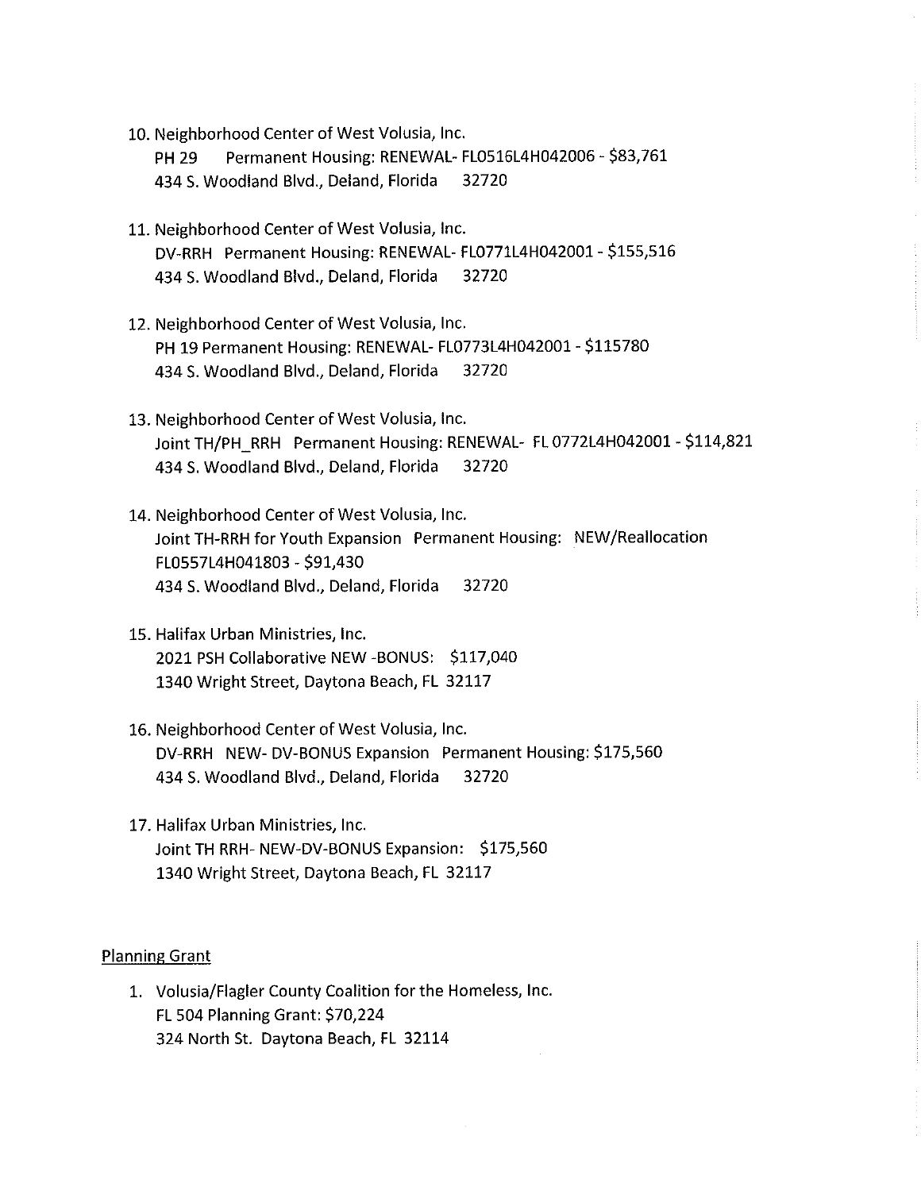10. Neighborhood Center of West Volusia, Inc.
    PH 29 Permanent Housing: RENEWAL- FL0516L4H042006 - $83,761
    434 S. Woodland Blvd., Deland, Florida 32720

11. Neighborhood Center of West Volusia, Inc.
    DV-RRH Permanent Housing: RENEWAL- FL0771L4H042001 - $155,516
    434 S. Woodland Blvd., Deland, Florida 32720

12. Neighborhood Center of West Volusia, Inc.
    PH 19 Permanent Housing: RENEWAL- FL0773L4H042001 - $115780
    434 S. Woodland Blvd., Deland, Florida 32720

13. Neighborhood Center of West Volusia, Inc.
    Joint TH/PH_RRH Permanent Housing: RENEWAL- FL 0772L4H042001 - $114,821
    434 S. Woodland Blvd., Deland, Florida 32720

14. Neighborhood Center of West Volusia, Inc.
    Joint TH-RRH for Youth Expansion Permanent Housing: NEW/Reallocation
    FL0557L4H041803 - $91,430
    434 S. Woodland Blvd., Deland, Florida 32720

15. Halifax Urban Ministries, Inc.
    2021 PSH Collaborative NEW -BONUS: $117,040
    1340 Wright Street, Daytona Beach, FL 32117

16. Neighborhood Center of West Volusia, Inc.
    DV-RRH NEW- DV-BONUS Expansion Permanent Housing: $175,560
    434 S. Woodland Blvd., Deland, Florida 32720

17. Halifax Urban Ministries, Inc.
    Joint TH RRH- NEW-DV-BONUS Expansion: $175,560
    1340 Wright Street, Daytona Beach, FL 32117

Planning Grant

1. Volusia/Flagler County Coalition for the Homeless, Inc.
   FL 504 Planning Grant: $70,224
   324 North St. Daytona Beach, FL 32114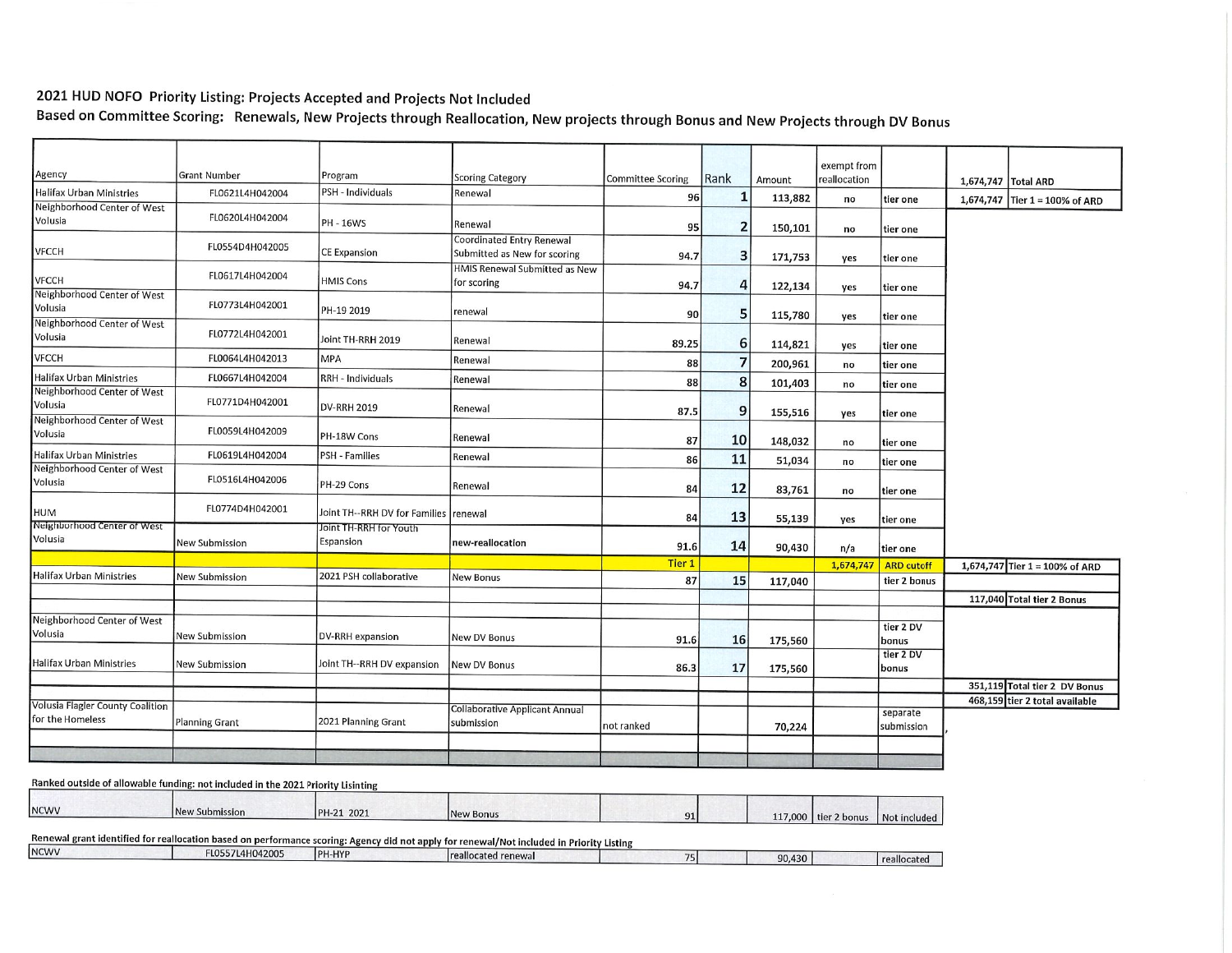## 2021 HUD NOFO Priority Listing: Projects Accepted and Projects Not Included

### Based on Committee Scoring: Renewals, New Projects through Reallocation, New projects through Bonus and New Projects through DV Bonus

| Agency | Grant Number | Program | Scoring Category | Committee Scoring | Rank | Amount | exempt from reallocation | | | |
|---|---|---|---|---|---|---|---|---|---|---|
| | | | | | | | | | 1,674,747 | Total ARD |
| Halifax Urban Ministries | FL0621L4H042004 | PSH - Individuals | Renewal | 96 | 1 | 113,882 | no | tier one | 1,674,747 | Tier 1 = 100% of ARD |
| Neighborhood Center of West Volusia | FL0620L4H042004 | PH - 16WS | Renewal | 95 | 2 | 150,101 | no | tier one | | |
| VFCCH | FL0554D4H042005 | CE Expansion | Coordinated Entry Renewal Submitted as New for scoring | 94.7 | 3 | 171,753 | yes | tier one | | |
| VFCCH | FL0617L4H042004 | HMIS Cons | HMIS Renewal Submitted as New for scoring | 94.7 | 4 | 122,134 | yes | tier one | | |
| Neighborhood Center of West Volusia | FL0773L4H042001 | PH-19 2019 | renewal | 90 | 5 | 115,780 | yes | tier one | | |
| Neighborhood Center of West Volusia | FL0772L4H042001 | Joint TH-RRH 2019 | Renewal | 89.25 | 6 | 114,821 | yes | tier one | | |
| VFCCH | FL0064L4H042013 | MPA | Renewal | 88 | 7 | 200,961 | no | tier one | | |
| Halifax Urban Ministries | FL0667L4H042004 | RRH - Individuals | Renewal | 88 | 8 | 101,403 | no | tier one | | |
| Neighborhood Center of West Volusia | FL0771D4H042001 | DV-RRH 2019 | Renewal | 87.5 | 9 | 155,516 | yes | tier one | | |
| Neighborhood Center of West Volusia | FL0059L4H042009 | PH-18W Cons | Renewal | 87 | 10 | 148,032 | no | tier one | | |
| Halifax Urban Ministries | FL0619L4H042004 | PSH - Families | Renewal | 86 | 11 | 51,034 | no | tier one | | |
| Neighborhood Center of West Volusia | FL0516L4H042006 | PH-29 Cons | Renewal | 84 | 12 | 83,761 | no | tier one | | |
| HUM | FL0774D4H042001 | Joint TH--RRH DV for Families | renewal | 84 | 13 | 55,139 | yes | tier one | | |
| Neighborhood Center of West Volusia | New Submission | Joint TH-RRH for Youth Espansion | new-reallocation | 91.6 | 14 | 90,430 | n/a | tier one | | |
| | | | | Tier 1 | | | 1,674,747 | ARD cutoff | 1,674,747 | Tier 1 = 100% of ARD |
| Halifax Urban Ministries | New Submission | 2021 PSH collaborative | New Bonus | 87 | 15 | 117,040 | | tier 2 bonus | | |
| | | | | | | | | | 117,040 | Total tier 2 Bonus |
| Neighborhood Center of West Volusia | New Submission | DV-RRH expansion | New DV Bonus | 91.6 | 16 | 175,560 | | tier 2 DV bonus | | |
| Halifax Urban Ministries | New Submission | Joint TH--RRH DV expansion | New DV Bonus | 86.3 | 17 | 175,560 | | tier 2 DV bonus | | |
| | | | | | | | | | 351,119 | Total tier 2 DV Bonus |
| | | | | | | | | | 468,159 | tier 2 total available |
| Volusia Flagler County Coalition for the Homeless | Planning Grant | 2021 Planning Grant | Collaborative Applicant Annual submission | not ranked | | 70,224 | | separate submission | | |

Ranked outside of allowable funding: not included in the 2021 Priority Lisinting

| | | | | | | | | |
|---|---|---|---|---|---|---|---|---|
| NCWV | New Submission | PH-21 2021 | New Bonus | 91 | | 117,000 | tier 2 bonus | Not included |

Renewal grant identified for reallocation based on performance scoring: Agency did not apply for renewal/Not included in Priority Listing

| | | | | | | | | |
|---|---|---|---|---|---|---|---|---|
| NCWV | FL0557L4H042005 | PH-HYP | reallocated renewal | 75 | | 90,430 | | reallocated |